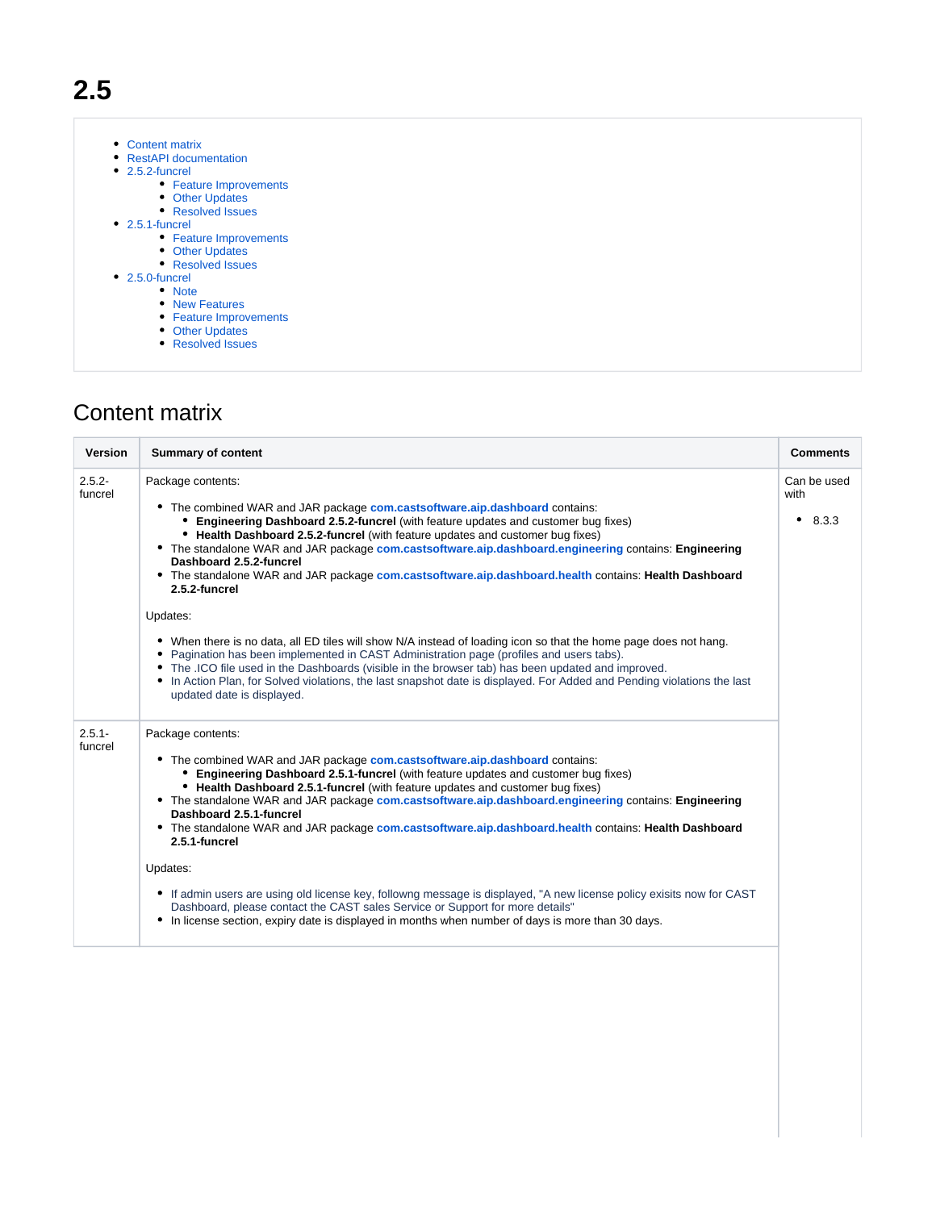# 2.5

- Content matrix
- RestAPI documentation
- 2.5.2-funcrel
  - Feature Improvements
  - Other Updates
  - Resolved Issues
- 2.5.1-funcrel
  - Feature Improvements
  - Other Updates
  - Resolved Issues
- 2.5.0-funcrel
  - Note
  - New Features
  - Feature Improvements
  - Other Updates
  - Resolved Issues

## Content matrix

| Version | Summary of content | Comments |
|---|---|---|
| 2.5.2-funcrel | Package contents:<br><ul><li>The combined WAR and JAR package **com.castsoftware.aip.dashboard** contains:<ul><li>**Engineering Dashboard 2.5.2-funcrel** (with feature updates and customer bug fixes)</li><li>**Health Dashboard 2.5.2-funcrel** (with feature updates and customer bug fixes)</li></ul></li><li>The standalone WAR and JAR package **com.castsoftware.aip.dashboard.engineering** contains: **Engineering Dashboard 2.5.2-funcrel**</li><li>The standalone WAR and JAR package **com.castsoftware.aip.dashboard.health** contains: **Health Dashboard 2.5.2-funcrel**</li></ul>Updates:<br><ul><li>When there is no data, all ED tiles will show N/A instead of loading icon so that the home page does not hang.</li><li>Pagination has been implemented in CAST Administration page (profiles and users tabs).</li><li>The .ICO file used in the Dashboards (visible in the browser tab) has been updated and improved.</li><li>In Action Plan, for Solved violations, the last snapshot date is displayed. For Added and Pending violations the last updated date is displayed.</li></ul> | Can be used with<br><ul><li>8.3.3</li></ul> |
| 2.5.1-funcrel | Package contents:<br><ul><li>The combined WAR and JAR package **com.castsoftware.aip.dashboard** contains:<ul><li>**Engineering Dashboard 2.5.1-funcrel** (with feature updates and customer bug fixes)</li><li>**Health Dashboard 2.5.1-funcrel** (with feature updates and customer bug fixes)</li></ul></li><li>The standalone WAR and JAR package **com.castsoftware.aip.dashboard.engineering** contains: **Engineering Dashboard 2.5.1-funcrel**</li><li>The standalone WAR and JAR package **com.castsoftware.aip.dashboard.health** contains: **Health Dashboard 2.5.1-funcrel**</li></ul>Updates:<br><ul><li>If admin users are using old license key, followng message is displayed, "A new license policy exisits now for CAST Dashboard, please contact the CAST sales Service or Support for more details"</li><li>In license section, expiry date is displayed in months when number of days is more than 30 days.</li></ul> | |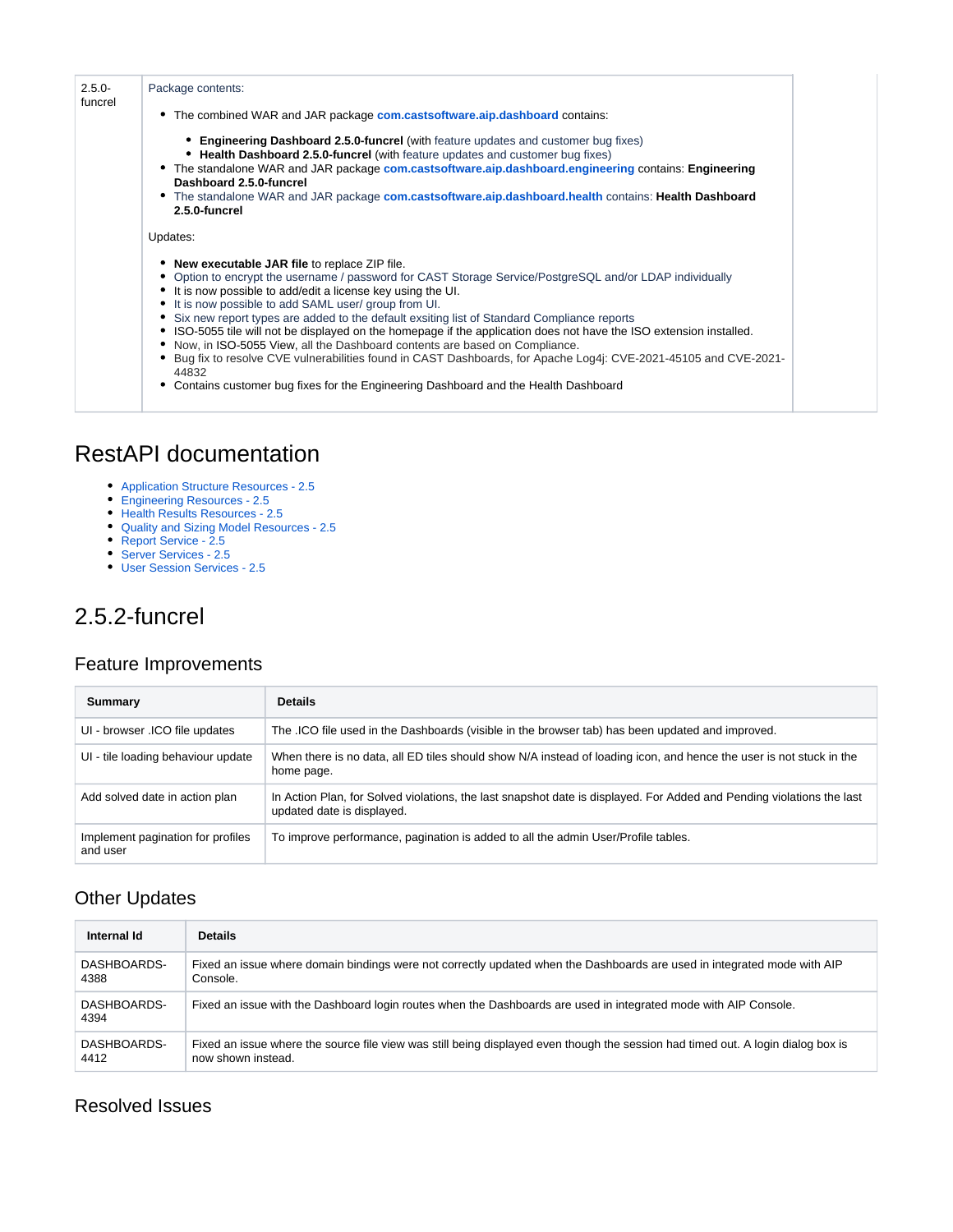| 2.5.0-funcrel | Package contents:<br><br>- The combined WAR and JAR package **com.castsoftware.aip.dashboard** contains:<br>    - **Engineering Dashboard 2.5.0-funcrel** (with feature updates and customer bug fixes)<br>    - **Health Dashboard 2.5.0-funcrel** (with feature updates and customer bug fixes)<br>- The standalone WAR and JAR package **com.castsoftware.aip.dashboard.engineering** contains: **Engineering Dashboard 2.5.0-funcrel**<br>- The standalone WAR and JAR package **com.castsoftware.aip.dashboard.health** contains: **Health Dashboard 2.5.0-funcrel**<br><br>Updates:<br><br>- **New executable JAR file** to replace ZIP file.<br>- Option to encrypt the username / password for CAST Storage Service/PostgreSQL and/or LDAP individually<br>- It is now possible to add/edit a license key using the UI.<br>- It is now possible to add SAML user/ group from UI.<br>- Six new report types are added to the default exsiting list of Standard Compliance reports<br>- ISO-5055 tile will not be displayed on the homepage if the application does not have the ISO extension installed.<br>- Now, in ISO-5055 View, all the Dashboard contents are based on Compliance.<br>- Bug fix to resolve CVE vulnerabilities found in CAST Dashboards, for Apache Log4j: CVE-2021-45105 and CVE-2021-44832<br>- Contains customer bug fixes for the Engineering Dashboard and the Health Dashboard |
|---|---|

# RestAPI documentation

- Application Structure Resources - 2.5
- Engineering Resources - 2.5
- Health Results Resources - 2.5
- Quality and Sizing Model Resources - 2.5
- Report Service - 2.5
- Server Services - 2.5
- User Session Services - 2.5

# 2.5.2-funcrel

## Feature Improvements

| Summary | Details |
|---|---|
| UI - browser .ICO file updates | The .ICO file used in the Dashboards (visible in the browser tab) has been updated and improved. |
| UI - tile loading behaviour update | When there is no data, all ED tiles should show N/A instead of loading icon, and hence the user is not stuck in the home page. |
| Add solved date in action plan | In Action Plan, for Solved violations, the last snapshot date is displayed. For Added and Pending violations the last updated date is displayed. |
| Implement pagination for profiles and user | To improve performance, pagination is added to all the admin User/Profile tables. |

## Other Updates

| Internal Id | Details |
|---|---|
| DASHBOARDS-4388 | Fixed an issue where domain bindings were not correctly updated when the Dashboards are used in integrated mode with AIP Console. |
| DASHBOARDS-4394 | Fixed an issue with the Dashboard login routes when the Dashboards are used in integrated mode with AIP Console. |
| DASHBOARDS-4412 | Fixed an issue where the source file view was still being displayed even though the session had timed out. A login dialog box is now shown instead. |

## Resolved Issues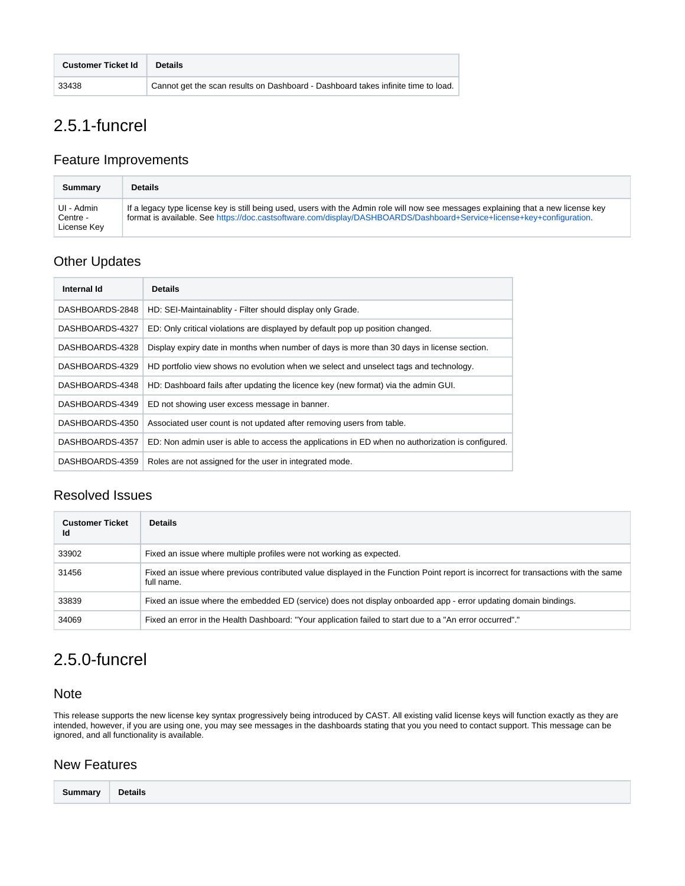| Customer Ticket Id | Details |
|---|---|
| 33438 | Cannot get the scan results on Dashboard - Dashboard takes infinite time to load. |

# 2.5.1-funcrel

## Feature Improvements

| Summary | Details |
|---|---|
| UI - Admin Centre - License Key | If a legacy type license key is still being used, users with the Admin role will now see messages explaining that a new license key format is available. See https://doc.castsoftware.com/display/DASHBOARDS/Dashboard+Service+license+key+configuration. |

## Other Updates

| Internal Id | Details |
|---|---|
| DASHBOARDS-2848 | HD: SEI-Maintainablity - Filter should display only Grade. |
| DASHBOARDS-4327 | ED: Only critical violations are displayed by default pop up position changed. |
| DASHBOARDS-4328 | Display expiry date in months when number of days is more than 30 days in license section. |
| DASHBOARDS-4329 | HD portfolio view shows no evolution when we select and unselect tags and technology. |
| DASHBOARDS-4348 | HD: Dashboard fails after updating the licence key (new format) via the admin GUI. |
| DASHBOARDS-4349 | ED not showing user excess message in banner. |
| DASHBOARDS-4350 | Associated user count is not updated after removing users from table. |
| DASHBOARDS-4357 | ED: Non admin user is able to access the applications in ED when no authorization is configured. |
| DASHBOARDS-4359 | Roles are not assigned for the user in integrated mode. |

## Resolved Issues

| Customer Ticket Id | Details |
|---|---|
| 33902 | Fixed an issue where multiple profiles were not working as expected. |
| 31456 | Fixed an issue where previous contributed value displayed in the Function Point report is incorrect for transactions with the same full name. |
| 33839 | Fixed an issue where the embedded ED (service) does not display onboarded app - error updating domain bindings. |
| 34069 | Fixed an error in the Health Dashboard: "Your application failed to start due to a "An error occurred"." |

# 2.5.0-funcrel

## Note

This release supports the new license key syntax progressively being introduced by CAST. All existing valid license keys will function exactly as they are intended, however, if you are using one, you may see messages in the dashboards stating that you you need to contact support. This message can be ignored, and all functionality is available.

## New Features

| Summary | Details |
|---|---|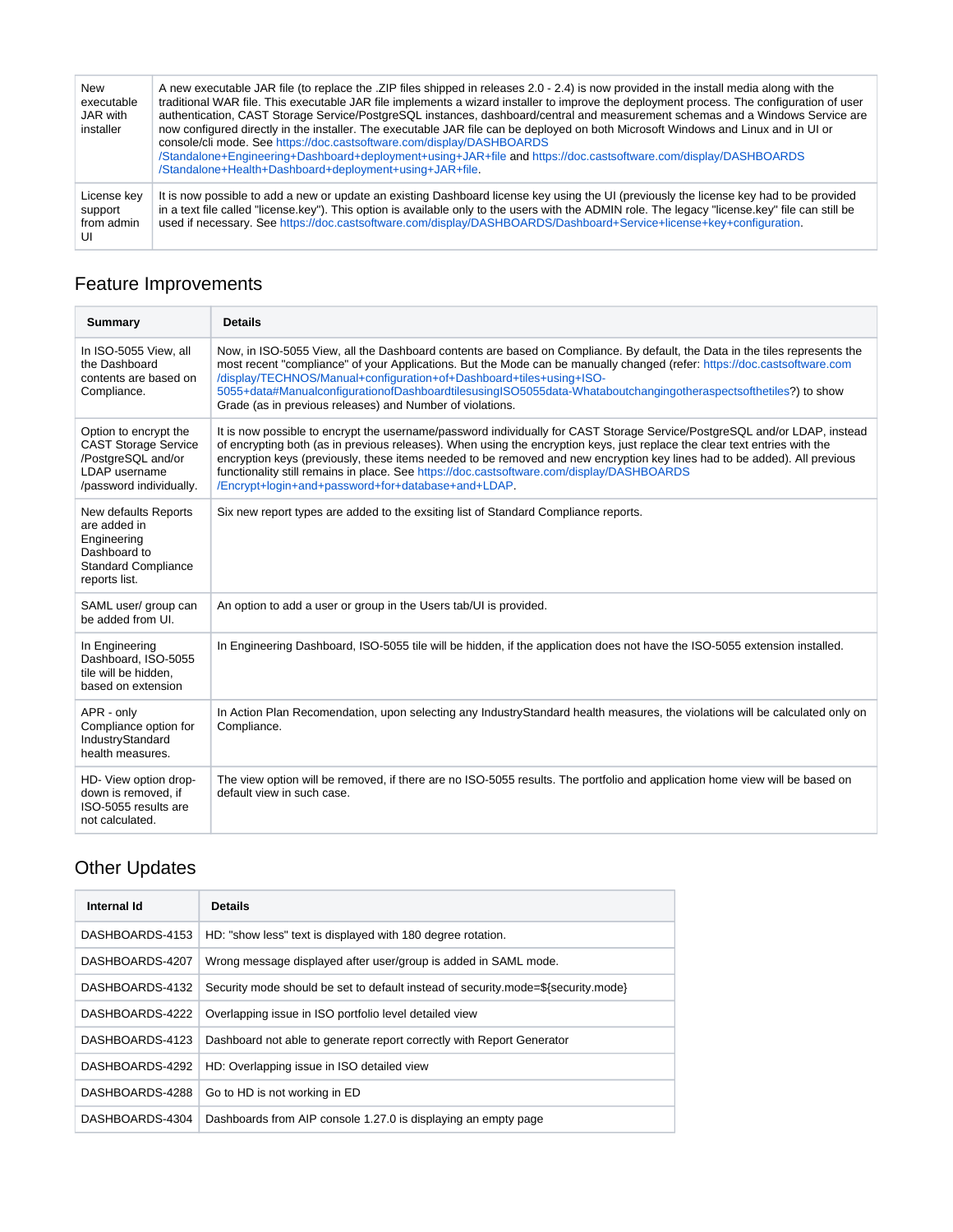| | |
|---|---|
| New executable JAR with installer | A new executable JAR file (to replace the .ZIP files shipped in releases 2.0 - 2.4) is now provided in the install media along with the traditional WAR file. This executable JAR file implements a wizard installer to improve the deployment process. The configuration of user authentication, CAST Storage Service/PostgreSQL instances, dashboard/central and measurement schemas and a Windows Service are now configured directly in the installer. The executable JAR file can be deployed on both Microsoft Windows and Linux and in UI or console/cli mode. See https://doc.castsoftware.com/display/DASHBOARDS/Standalone+Engineering+Dashboard+deployment+using+JAR+file and https://doc.castsoftware.com/display/DASHBOARDS/Standalone+Health+Dashboard+deployment+using+JAR+file. |
| License key support from admin UI | It is now possible to add a new or update an existing Dashboard license key using the UI (previously the license key had to be provided in a text file called "license.key"). This option is available only to the users with the ADMIN role. The legacy "license.key" file can still be used if necessary. See https://doc.castsoftware.com/display/DASHBOARDS/Dashboard+Service+license+key+configuration. |

## Feature Improvements

| Summary | Details |
|---|---|
| In ISO-5055 View, all the Dashboard contents are based on Compliance. | Now, in ISO-5055 View, all the Dashboard contents are based on Compliance. By default, the Data in the tiles represents the most recent "compliance" of your Applications. But the Mode can be manually changed (refer: https://doc.castsoftware.com/display/TECHNOS/Manual+configuration+of+Dashboard+tiles+using+ISO-5055+data#ManualconfigurationofDashboardtilesusingISO5055data-Whataboutchangingotheraspectsofthetiles?) to show Grade (as in previous releases) and Number of violations. |
| Option to encrypt the CAST Storage Service /PostgreSQL and/or LDAP username /password individually. | It is now possible to encrypt the username/password individually for CAST Storage Service/PostgreSQL and/or LDAP, instead of encrypting both (as in previous releases). When using the encryption keys, just replace the clear text entries with the encryption keys (previously, these items needed to be removed and new encryption key lines had to be added). All previous functionality still remains in place. See https://doc.castsoftware.com/display/DASHBOARDS/Encrypt+login+and+password+for+database+and+LDAP. |
| New defaults Reports are added in Engineering Dashboard to Standard Compliance reports list. | Six new report types are added to the exsiting list of Standard Compliance reports. |
| SAML user/ group can be added from UI. | An option to add a user or group in the Users tab/UI is provided. |
| In Engineering Dashboard, ISO-5055 tile will be hidden, based on extension | In Engineering Dashboard, ISO-5055 tile will be hidden, if the application does not have the ISO-5055 extension installed. |
| APR - only Compliance option for IndustryStandard health measures. | In Action Plan Recomendation, upon selecting any IndustryStandard health measures, the violations will be calculated only on Compliance. |
| HD- View option drop-down is removed, if ISO-5055 results are not calculated. | The view option will be removed, if there are no ISO-5055 results. The portfolio and application home view will be based on default view in such case. |

## Other Updates

| Internal Id | Details |
|---|---|
| DASHBOARDS-4153 | HD: "show less" text is displayed with 180 degree rotation. |
| DASHBOARDS-4207 | Wrong message displayed after user/group is added in SAML mode. |
| DASHBOARDS-4132 | Security mode should be set to default instead of security.mode=${security.mode} |
| DASHBOARDS-4222 | Overlapping issue in ISO portfolio level detailed view |
| DASHBOARDS-4123 | Dashboard not able to generate report correctly with Report Generator |
| DASHBOARDS-4292 | HD: Overlapping issue in ISO detailed view |
| DASHBOARDS-4288 | Go to HD is not working in ED |
| DASHBOARDS-4304 | Dashboards from AIP console 1.27.0 is displaying an empty page |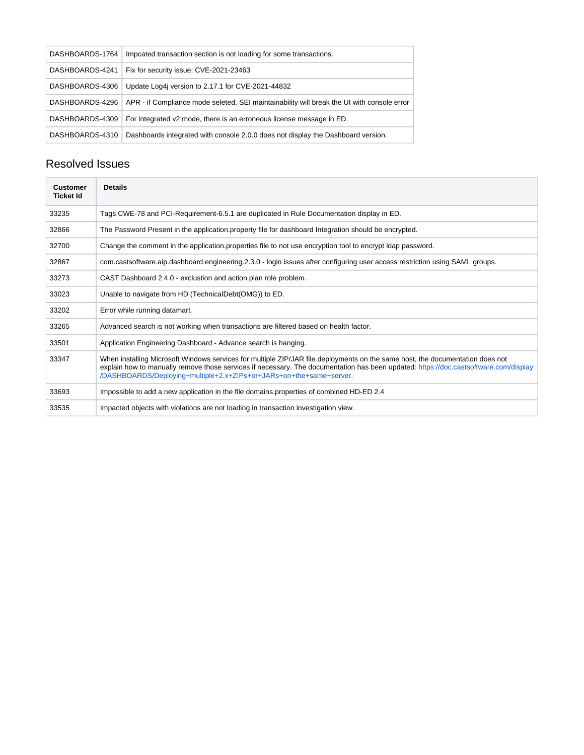| | |
|---|---|
| DASHBOARDS-1764 | Impcated transaction section is not loading for some transactions. |
| DASHBOARDS-4241 | Fix for security issue: CVE-2021-23463 |
| DASHBOARDS-4306 | Update Log4j version to 2.17.1 for CVE-2021-44832 |
| DASHBOARDS-4296 | APR - if Compliance mode seleted, SEI maintainability will break the UI with console error |
| DASHBOARDS-4309 | For integrated v2 mode, there is an erroneous license message in ED. |
| DASHBOARDS-4310 | Dashboards integrated with console 2.0.0 does not display the Dashboard version. |

## Resolved Issues

| Customer Ticket Id | Details |
|---|---|
| 33235 | Tags CWE-78 and PCI-Requirement-6.5.1 are duplicated in Rule Documentation display in ED. |
| 32866 | The Password Present in the application.property file for dashboard Integration should be encrypted. |
| 32700 | Change the comment in the application.properties file to not use encryption tool to encrypt ldap password. |
| 32867 | com.castsoftware.aip.dashboard.engineering.2.3.0 - login issues after configuring user access restriction using SAML groups. |
| 33273 | CAST Dashboard 2.4.0 - exclustion and action plan role problem. |
| 33023 | Unable to navigate from HD (TechnicalDebt(OMG)) to ED. |
| 33202 | Error while running datamart. |
| 33265 | Advanced search is not working when transactions are filtered based on health factor. |
| 33501 | Application Engineering Dashboard - Advance search is hanging. |
| 33347 | When installing Microsoft Windows services for multiple ZIP/JAR file deployments on the same host, the documentation does not explain how to manually remove those services if necessary. The documentation has been updated: https://doc.castsoftware.com/display/DASHBOARDS/Deploying+multiple+2.x+ZIPs+or+JARs+on+the+same+server. |
| 33693 | Impossible to add a new application in the file domains.properties of combined HD-ED 2.4 |
| 33535 | Impacted objects with violations are not loading in transaction investigation view. |